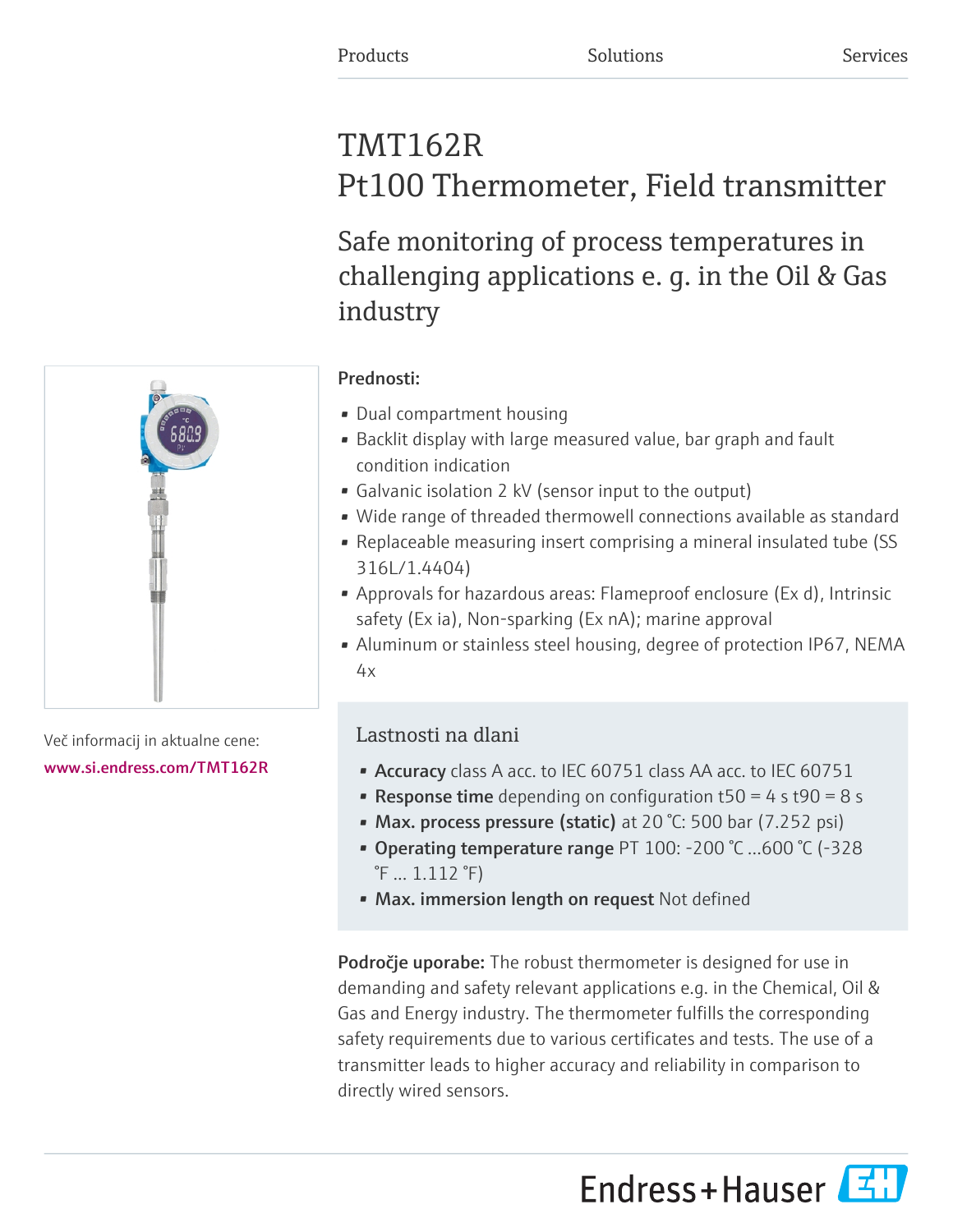Products Solutions Services

# TMT162R
# Pt100 Thermometer, Field transmitter

## Safe monitoring of process temperatures in challenging applications e. g. in the Oil & Gas industry

**Prednosti:**

- Dual compartment housing
- Backlit display with large measured value, bar graph and fault condition indication
- Galvanic isolation 2 kV (sensor input to the output)
- Wide range of threaded thermowell connections available as standard
- Replaceable measuring insert comprising a mineral insulated tube (SS 316L/1.4404)
- Approvals for hazardous areas: Flameproof enclosure (Ex d), Intrinsic safety (Ex ia), Non-sparking (Ex nA); marine approval
- Aluminum or stainless steel housing, degree of protection IP67, NEMA 4x

Več informacij in aktualne cene:
www.si.endress.com/TMT162R

### Lastnosti na dlani

- **Accuracy** class A acc. to IEC 60751 class AA acc. to IEC 60751
- **Response time** depending on configuration t50 = 4 s t90 = 8 s
- **Max. process pressure (static)** at 20 °C: 500 bar (7.252 psi)
- **Operating temperature range** PT 100: -200 °C ...600 °C (-328 °F ... 1.112 °F)
- **Max. immersion length on request** Not defined

**Področje uporabe:** The robust thermometer is designed for use in demanding and safety relevant applications e.g. in the Chemical, Oil & Gas and Energy industry. The thermometer fulfills the corresponding safety requirements due to various certificates and tests. The use of a transmitter leads to higher accuracy and reliability in comparison to directly wired sensors.

Endress+Hauser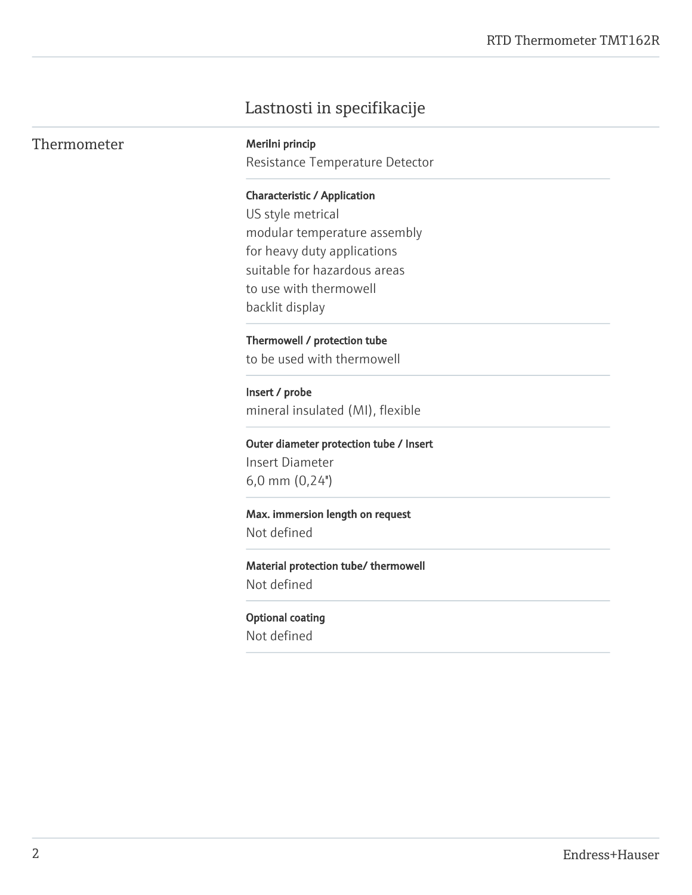## Lastnosti in specifikacije

### Thermometer

**Merilni princip**

Resistance Temperature Detector

**Characteristic / Application**

US style metrical
modular temperature assembly
for heavy duty applications
suitable for hazardous areas
to use with thermowell
backlit display

**Thermowell / protection tube**

to be used with thermowell

**Insert / probe**

mineral insulated (MI), flexible

**Outer diameter protection tube / Insert**

Insert Diameter
6,0 mm (0,24")

**Max. immersion length on request**

Not defined

**Material protection tube/ thermowell**

Not defined

**Optional coating**

Not defined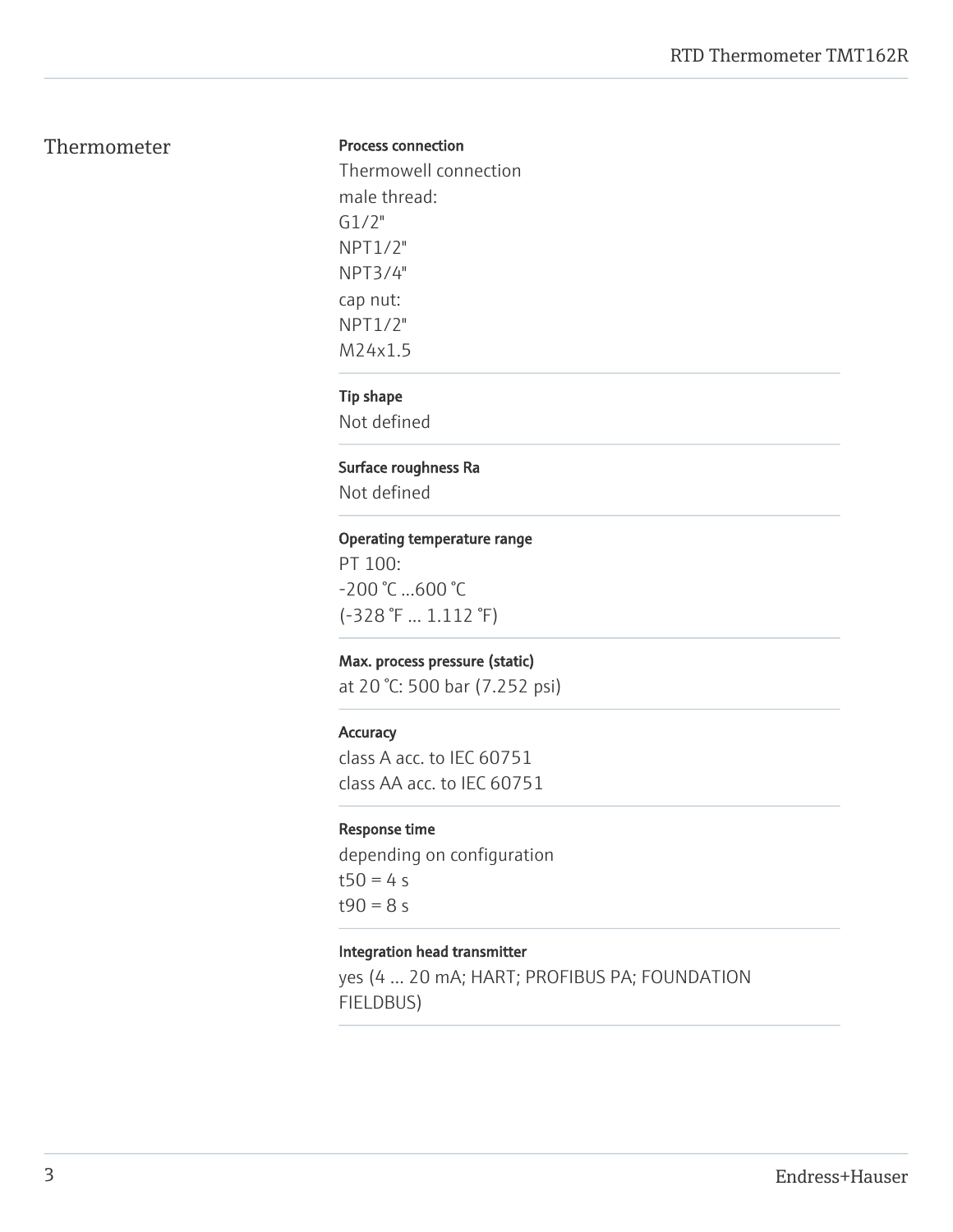## Thermometer

### Process connection

Thermowell connection
male thread:
G1/2"
NPT1/2"
NPT3/4"
cap nut:
NPT1/2"
M24x1.5

### Tip shape

Not defined

### Surface roughness Ra

Not defined

### Operating temperature range

PT 100:
-200 °C ...600 °C
(-328 °F ... 1.112 °F)

### Max. process pressure (static)

at 20 °C: 500 bar (7.252 psi)

### Accuracy

class A acc. to IEC 60751
class AA acc. to IEC 60751

### Response time

depending on configuration
t50 = 4 s
t90 = 8 s

### Integration head transmitter

yes (4 ... 20 mA; HART; PROFIBUS PA; FOUNDATION FIELDBUS)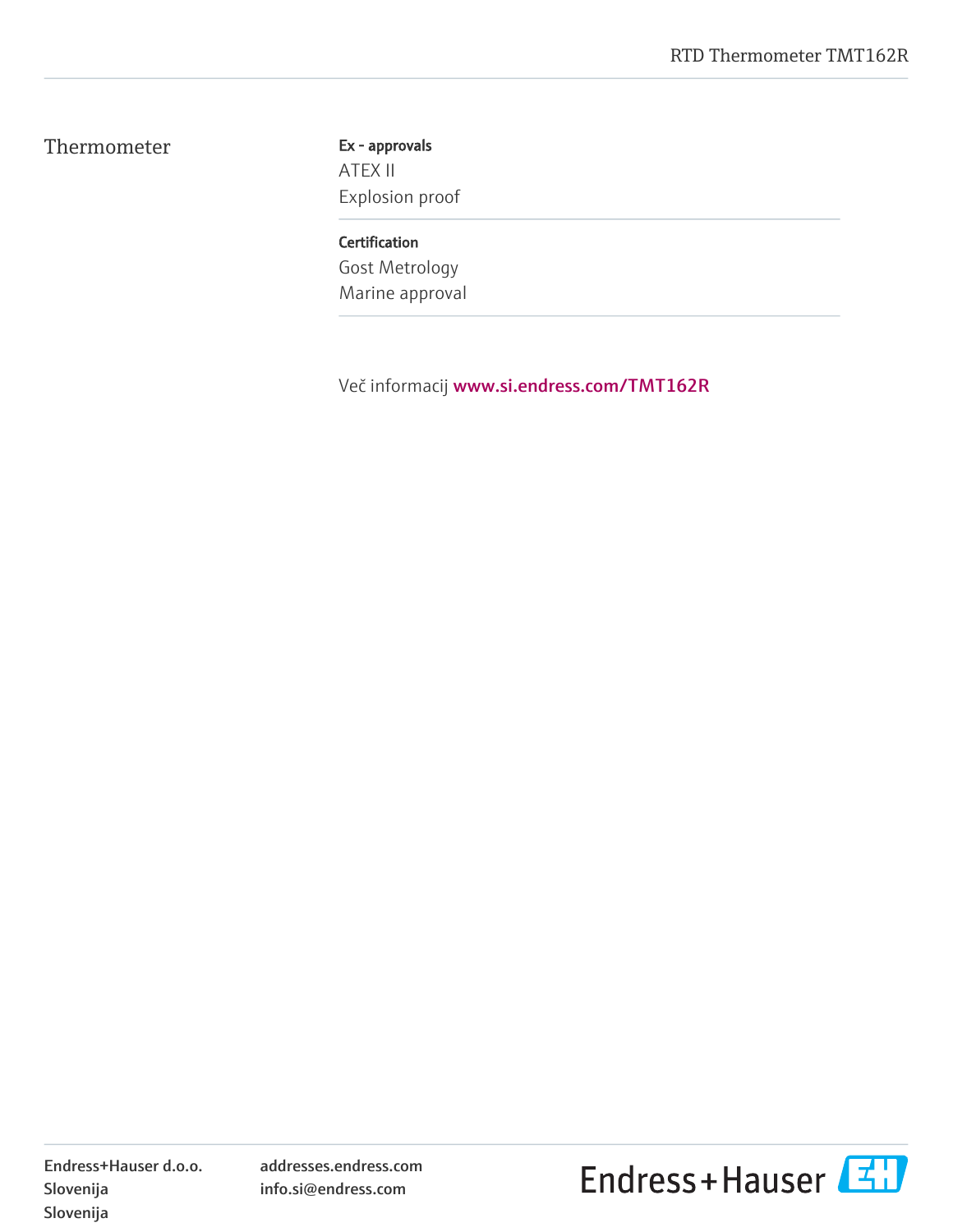## Thermometer

**Ex - approvals**

ATEX II

Explosion proof

**Certification**

Gost Metrology

Marine approval

Več informacij www.si.endress.com/TMT162R

Endress+Hauser d.o.o.
Slovenija
Slovenija

addresses.endress.com
info.si@endress.com